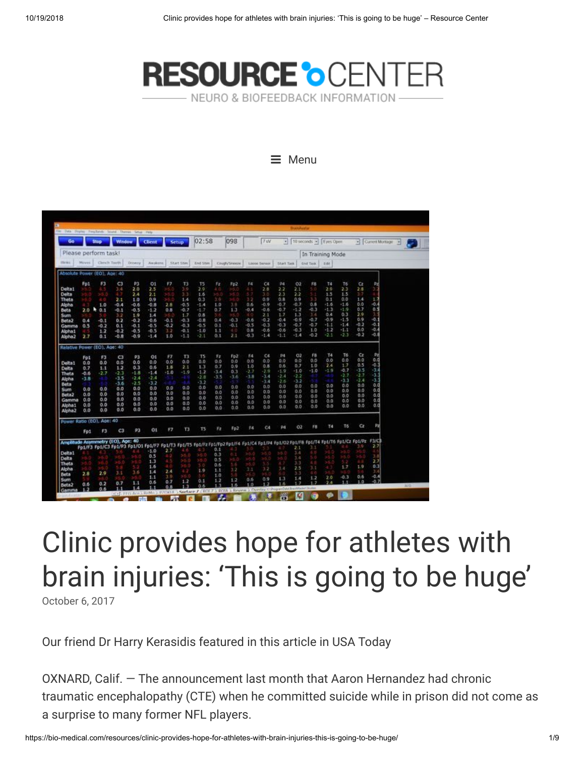RESOURCE CENTER

NEURO & BIOFEEDBACK INFORMATION

Menu

# Clinic provides hope for athletes with brain injuries: 'This is going to be huge'

October 6, 2017

Our friend Dr Harry Kerasidis featured in this article in USA Today

OXNARD, Calif. — The announcement last month that Aaron Hernandez had chronic traumatic encephalopathy (CTE) when he committed suicide while in prison did not come as a surprise to many former NFL players.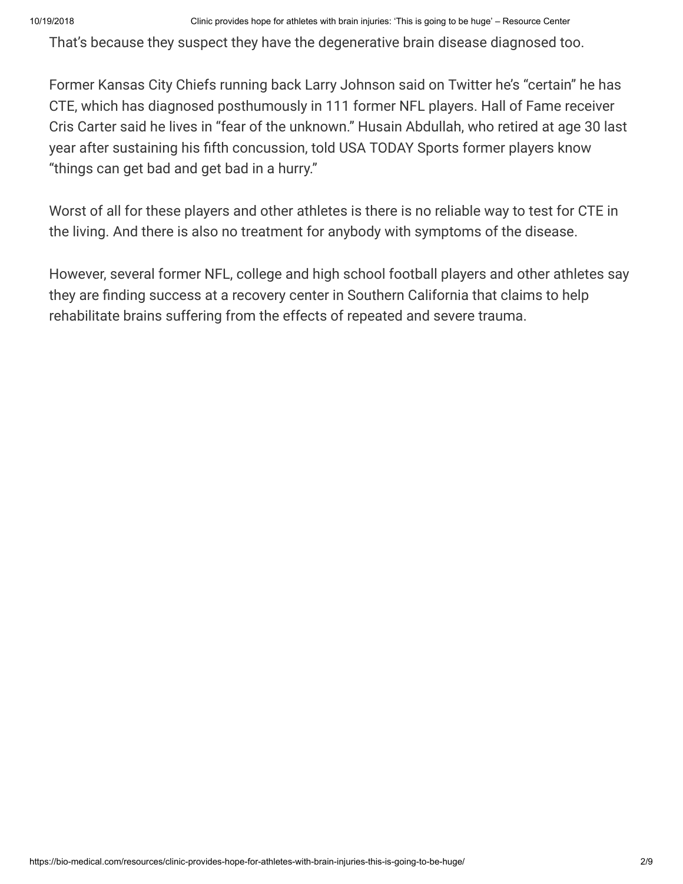That's because they suspect they have the degenerative brain disease diagnosed too.

Former Kansas City Chiefs running back Larry Johnson said on Twitter he's "certain" he has CTE, which has diagnosed posthumously in 111 former NFL players. Hall of Fame receiver Cris Carter said he lives in "fear of the unknown." Husain Abdullah, who retired at age 30 last year after sustaining his fifth concussion, told USA TODAY Sports former players know "things can get bad and get bad in a hurry."

Worst of all for these players and other athletes is there is no reliable way to test for CTE in the living. And there is also no treatment for anybody with symptoms of the disease.

However, several former NFL, college and high school football players and other athletes say they are finding success at a recovery center in Southern California that claims to help rehabilitate brains suffering from the effects of repeated and severe trauma.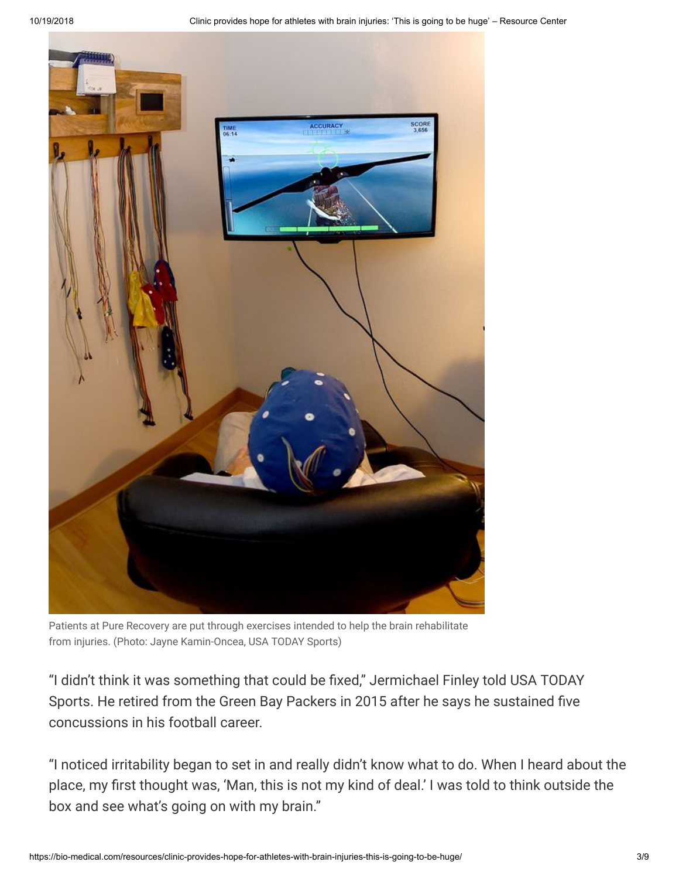Patients at Pure Recovery are put through exercises intended to help the brain rehabilitate from injuries. (Photo: Jayne Kamin-Oncea, USA TODAY Sports)

"I didn't think it was something that could be fixed," Jermichael Finley told USA TODAY Sports. He retired from the Green Bay Packers in 2015 after he says he sustained five concussions in his football career.

"I noticed irritability began to set in and really didn't know what to do. When I heard about the place, my first thought was, 'Man, this is not my kind of deal.' I was told to think outside the box and see what's going on with my brain."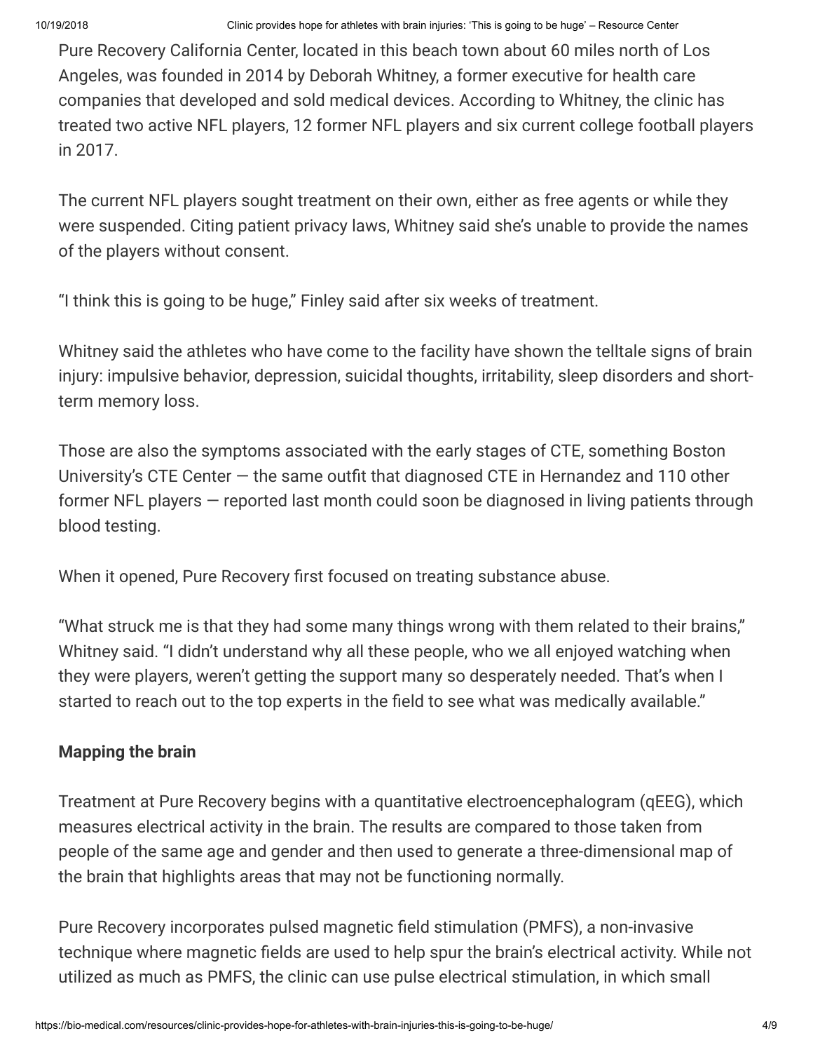Pure Recovery California Center, located in this beach town about 60 miles north of Los Angeles, was founded in 2014 by Deborah Whitney, a former executive for health care companies that developed and sold medical devices. According to Whitney, the clinic has treated two active NFL players, 12 former NFL players and six current college football players in 2017.

The current NFL players sought treatment on their own, either as free agents or while they were suspended. Citing patient privacy laws, Whitney said she's unable to provide the names of the players without consent.

"I think this is going to be huge," Finley said after six weeks of treatment.

Whitney said the athletes who have come to the facility have shown the telltale signs of brain injury: impulsive behavior, depression, suicidal thoughts, irritability, sleep disorders and short-term memory loss.

Those are also the symptoms associated with the early stages of CTE, something Boston University's CTE Center — the same outfit that diagnosed CTE in Hernandez and 110 other former NFL players — reported last month could soon be diagnosed in living patients through blood testing.

When it opened, Pure Recovery first focused on treating substance abuse.

"What struck me is that they had some many things wrong with them related to their brains," Whitney said. "I didn't understand why all these people, who we all enjoyed watching when they were players, weren't getting the support many so desperately needed. That's when I started to reach out to the top experts in the field to see what was medically available."

**Mapping the brain**

Treatment at Pure Recovery begins with a quantitative electroencephalogram (qEEG), which measures electrical activity in the brain. The results are compared to those taken from people of the same age and gender and then used to generate a three-dimensional map of the brain that highlights areas that may not be functioning normally.

Pure Recovery incorporates pulsed magnetic field stimulation (PMFS), a non-invasive technique where magnetic fields are used to help spur the brain's electrical activity. While not utilized as much as PMFS, the clinic can use pulse electrical stimulation, in which small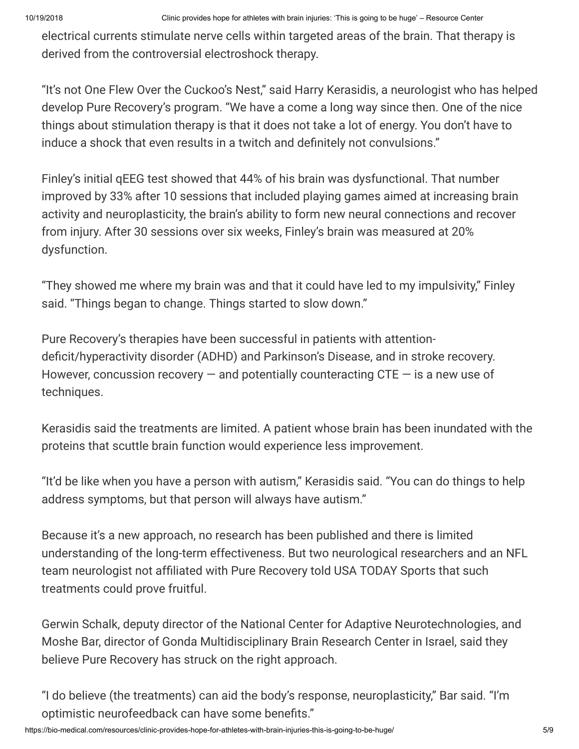electrical currents stimulate nerve cells within targeted areas of the brain. That therapy is derived from the controversial electroshock therapy.

"It's not One Flew Over the Cuckoo's Nest," said Harry Kerasidis, a neurologist who has helped develop Pure Recovery's program. "We have a come a long way since then. One of the nice things about stimulation therapy is that it does not take a lot of energy. You don't have to induce a shock that even results in a twitch and definitely not convulsions."

Finley's initial qEEG test showed that 44% of his brain was dysfunctional. That number improved by 33% after 10 sessions that included playing games aimed at increasing brain activity and neuroplasticity, the brain's ability to form new neural connections and recover from injury. After 30 sessions over six weeks, Finley's brain was measured at 20% dysfunction.

"They showed me where my brain was and that it could have led to my impulsivity," Finley said. "Things began to change. Things started to slow down."

Pure Recovery's therapies have been successful in patients with attention-deficit/hyperactivity disorder (ADHD) and Parkinson's Disease, and in stroke recovery. However, concussion recovery — and potentially counteracting CTE — is a new use of techniques.

Kerasidis said the treatments are limited. A patient whose brain has been inundated with the proteins that scuttle brain function would experience less improvement.

"It'd be like when you have a person with autism," Kerasidis said. "You can do things to help address symptoms, but that person will always have autism."

Because it's a new approach, no research has been published and there is limited understanding of the long-term effectiveness. But two neurological researchers and an NFL team neurologist not affiliated with Pure Recovery told USA TODAY Sports that such treatments could prove fruitful.

Gerwin Schalk, deputy director of the National Center for Adaptive Neurotechnologies, and Moshe Bar, director of Gonda Multidisciplinary Brain Research Center in Israel, said they believe Pure Recovery has struck on the right approach.

"I do believe (the treatments) can aid the body's response, neuroplasticity," Bar said. "I'm optimistic neurofeedback can have some benefits."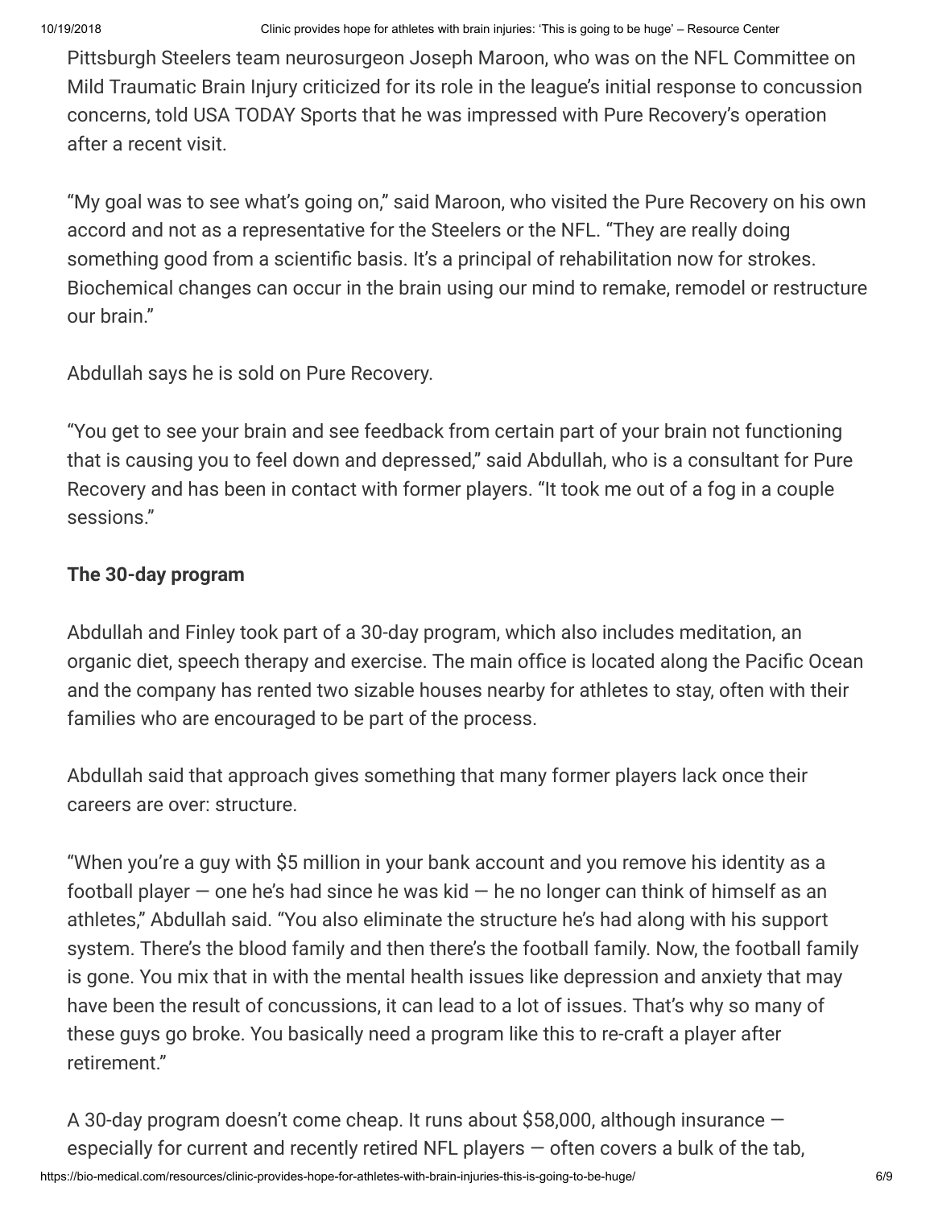Pittsburgh Steelers team neurosurgeon Joseph Maroon, who was on the NFL Committee on Mild Traumatic Brain Injury criticized for its role in the league's initial response to concussion concerns, told USA TODAY Sports that he was impressed with Pure Recovery's operation after a recent visit.

"My goal was to see what's going on," said Maroon, who visited the Pure Recovery on his own accord and not as a representative for the Steelers or the NFL. "They are really doing something good from a scientific basis. It's a principal of rehabilitation now for strokes. Biochemical changes can occur in the brain using our mind to remake, remodel or restructure our brain."

Abdullah says he is sold on Pure Recovery.

"You get to see your brain and see feedback from certain part of your brain not functioning that is causing you to feel down and depressed," said Abdullah, who is a consultant for Pure Recovery and has been in contact with former players. "It took me out of a fog in a couple sessions."

**The 30-day program**

Abdullah and Finley took part of a 30-day program, which also includes meditation, an organic diet, speech therapy and exercise. The main office is located along the Pacific Ocean and the company has rented two sizable houses nearby for athletes to stay, often with their families who are encouraged to be part of the process.

Abdullah said that approach gives something that many former players lack once their careers are over: structure.

"When you're a guy with $5 million in your bank account and you remove his identity as a football player — one he's had since he was kid — he no longer can think of himself as an athletes," Abdullah said. "You also eliminate the structure he's had along with his support system. There's the blood family and then there's the football family. Now, the football family is gone. You mix that in with the mental health issues like depression and anxiety that may have been the result of concussions, it can lead to a lot of issues. That's why so many of these guys go broke. You basically need a program like this to re-craft a player after retirement."

A 30-day program doesn't come cheap. It runs about $58,000, although insurance — especially for current and recently retired NFL players — often covers a bulk of the tab,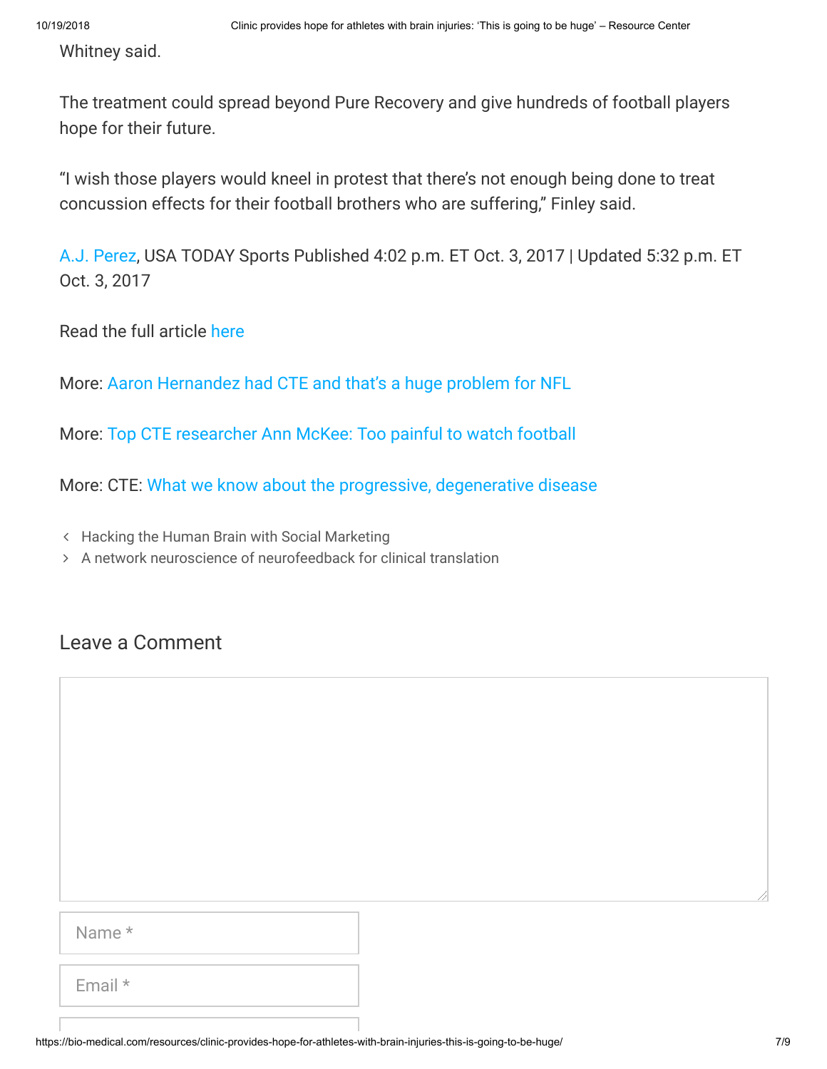Whitney said.

The treatment could spread beyond Pure Recovery and give hundreds of football players hope for their future.

"I wish those players would kneel in protest that there's not enough being done to treat concussion effects for their football brothers who are suffering," Finley said.

A.J. Perez, USA TODAY Sports Published 4:02 p.m. ET Oct. 3, 2017 | Updated 5:32 p.m. ET Oct. 3, 2017

Read the full article here

More: Aaron Hernandez had CTE and that's a huge problem for NFL

More: Top CTE researcher Ann McKee: Too painful to watch football

More: CTE: What we know about the progressive, degenerative disease

‹ Hacking the Human Brain with Social Marketing

› A network neuroscience of neurofeedback for clinical translation

## Leave a Comment

Name *

Email *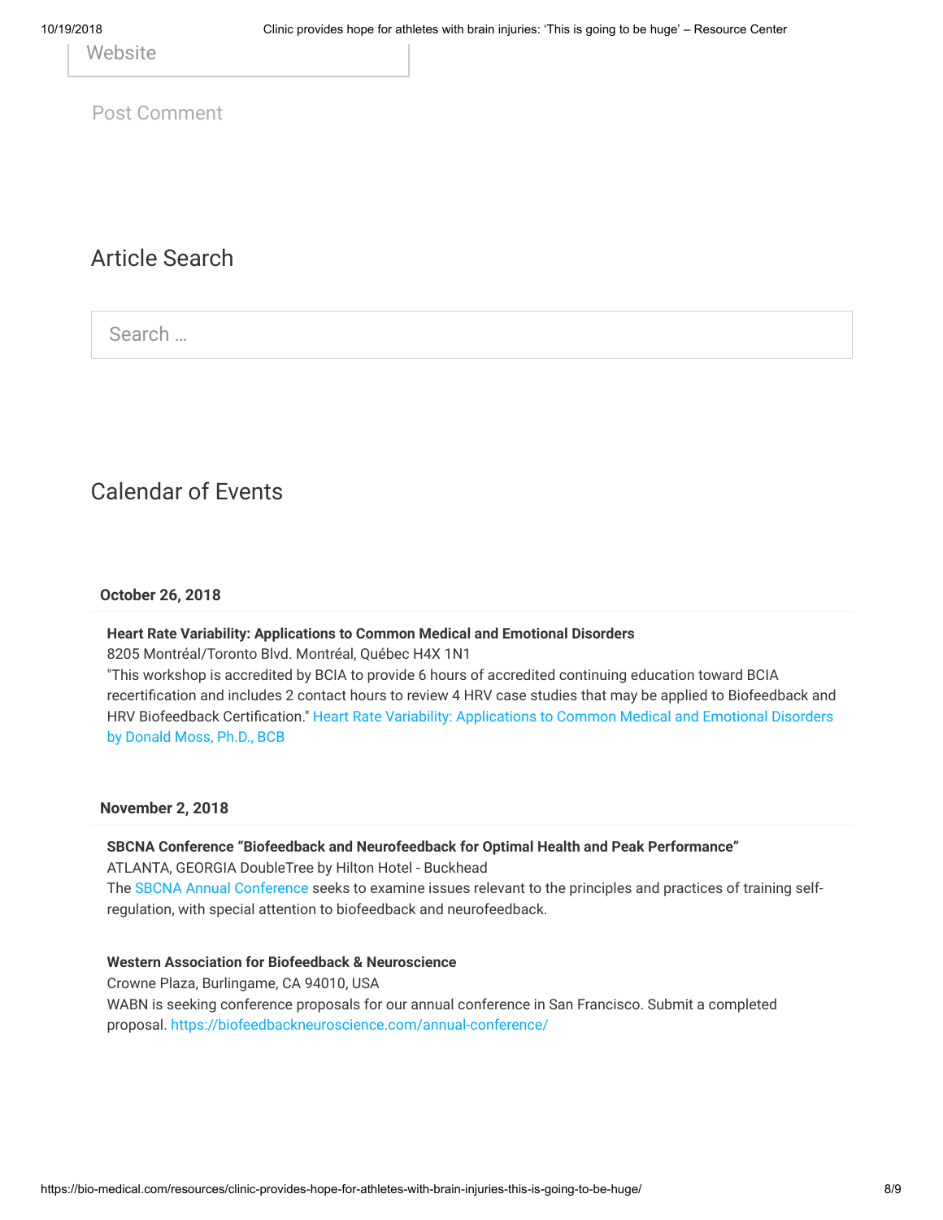Website

Post Comment

## Article Search

Search …

## Calendar of Events

**October 26, 2018**

**Heart Rate Variability: Applications to Common Medical and Emotional Disorders**
8205 Montréal/Toronto Blvd. Montréal, Québec H4X 1N1
"This workshop is accredited by BCIA to provide 6 hours of accredited continuing education toward BCIA recertification and includes 2 contact hours to review 4 HRV case studies that may be applied to Biofeedback and HRV Biofeedback Certification." Heart Rate Variability: Applications to Common Medical and Emotional Disorders by Donald Moss, Ph.D., BCB

**November 2, 2018**

**SBCNA Conference "Biofeedback and Neurofeedback for Optimal Health and Peak Performance"**
ATLANTA, GEORGIA DoubleTree by Hilton Hotel - Buckhead
The SBCNA Annual Conference seeks to examine issues relevant to the principles and practices of training self-regulation, with special attention to biofeedback and neurofeedback.

**Western Association for Biofeedback & Neuroscience**
Crowne Plaza, Burlingame, CA 94010, USA
WABN is seeking conference proposals for our annual conference in San Francisco. Submit a completed proposal. https://biofeedbackneuroscience.com/annual-conference/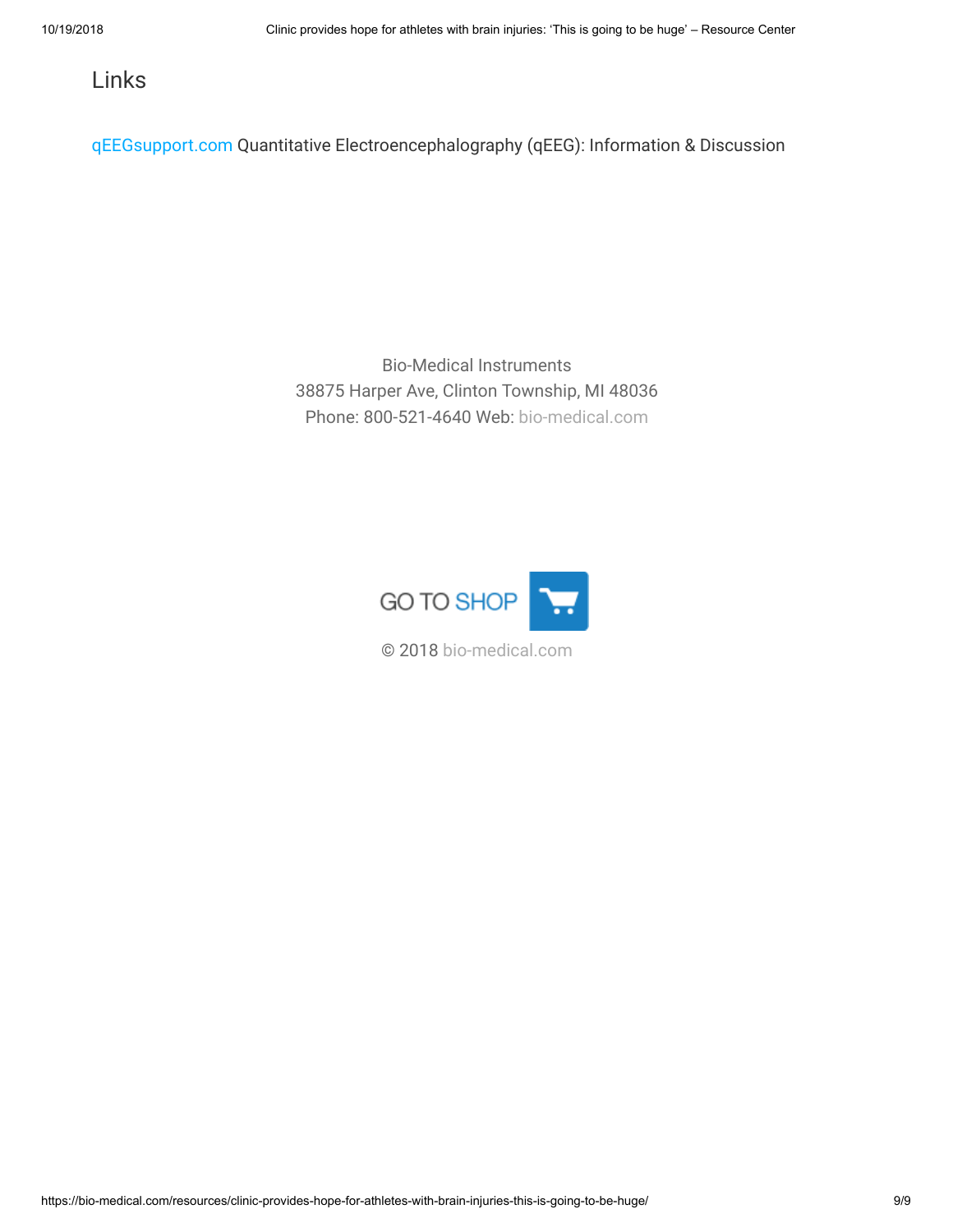## Links

qEEGsupport.com Quantitative Electroencephalography (qEEG): Information & Discussion

Bio-Medical Instruments
38875 Harper Ave, Clinton Township, MI 48036
Phone: 800-521-4640 Web: bio-medical.com

GO TO SHOP

© 2018 bio-medical.com